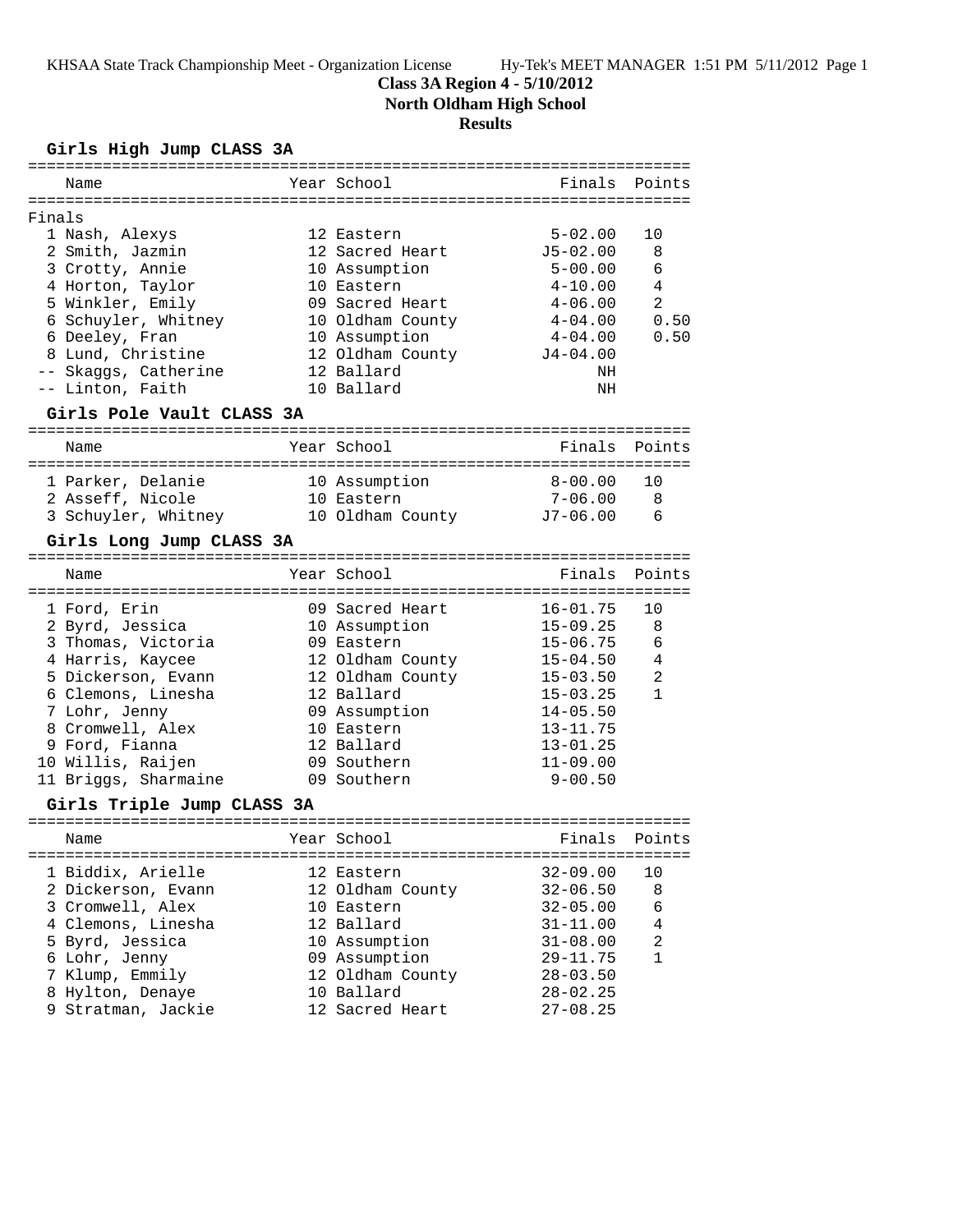# Class 3A Region 4 - 5/10/2012

## North Oldham High School

### Results

#### Girls High Jump CLASS 3A

Finals

| Place | Name | Year | School | Finals | Points |
|---|---|---|---|---|---|
| 1 | Nash, Alexys | 12 | Eastern | 5-02.00 | 10 |
| 2 | Smith, Jazmin | 12 | Sacred Heart | J5-02.00 | 8 |
| 3 | Crotty, Annie | 10 | Assumption | 5-00.00 | 6 |
| 4 | Horton, Taylor | 10 | Eastern | 4-10.00 | 4 |
| 5 | Winkler, Emily | 09 | Sacred Heart | 4-06.00 | 2 |
| 6 | Schuyler, Whitney | 10 | Oldham County | 4-04.00 | 0.50 |
| 6 | Deeley, Fran | 10 | Assumption | 4-04.00 | 0.50 |
| 8 | Lund, Christine | 12 | Oldham County | J4-04.00 | |
| -- | Skaggs, Catherine | 12 | Ballard | NH | |
| -- | Linton, Faith | 10 | Ballard | NH | |

#### Girls Pole Vault CLASS 3A

| Place | Name | Year | School | Finals | Points |
|---|---|---|---|---|---|
| 1 | Parker, Delanie | 10 | Assumption | 8-00.00 | 10 |
| 2 | Asseff, Nicole | 10 | Eastern | 7-06.00 | 8 |
| 3 | Schuyler, Whitney | 10 | Oldham County | J7-06.00 | 6 |

#### Girls Long Jump CLASS 3A

| Place | Name | Year | School | Finals | Points |
|---|---|---|---|---|---|
| 1 | Ford, Erin | 09 | Sacred Heart | 16-01.75 | 10 |
| 2 | Byrd, Jessica | 10 | Assumption | 15-09.25 | 8 |
| 3 | Thomas, Victoria | 09 | Eastern | 15-06.75 | 6 |
| 4 | Harris, Kaycee | 12 | Oldham County | 15-04.50 | 4 |
| 5 | Dickerson, Evann | 12 | Oldham County | 15-03.50 | 2 |
| 6 | Clemons, Linesha | 12 | Ballard | 15-03.25 | 1 |
| 7 | Lohr, Jenny | 09 | Assumption | 14-05.50 | |
| 8 | Cromwell, Alex | 10 | Eastern | 13-11.75 | |
| 9 | Ford, Fianna | 12 | Ballard | 13-01.25 | |
| 10 | Willis, Raijen | 09 | Southern | 11-09.00 | |
| 11 | Briggs, Sharmaine | 09 | Southern | 9-00.50 | |

#### Girls Triple Jump CLASS 3A

| Place | Name | Year | School | Finals | Points |
|---|---|---|---|---|---|
| 1 | Biddix, Arielle | 12 | Eastern | 32-09.00 | 10 |
| 2 | Dickerson, Evann | 12 | Oldham County | 32-06.50 | 8 |
| 3 | Cromwell, Alex | 10 | Eastern | 32-05.00 | 6 |
| 4 | Clemons, Linesha | 12 | Ballard | 31-11.00 | 4 |
| 5 | Byrd, Jessica | 10 | Assumption | 31-08.00 | 2 |
| 6 | Lohr, Jenny | 09 | Assumption | 29-11.75 | 1 |
| 7 | Klump, Emmily | 12 | Oldham County | 28-03.50 | |
| 8 | Hylton, Denaye | 10 | Ballard | 28-02.25 | |
| 9 | Stratman, Jackie | 12 | Sacred Heart | 27-08.25 | |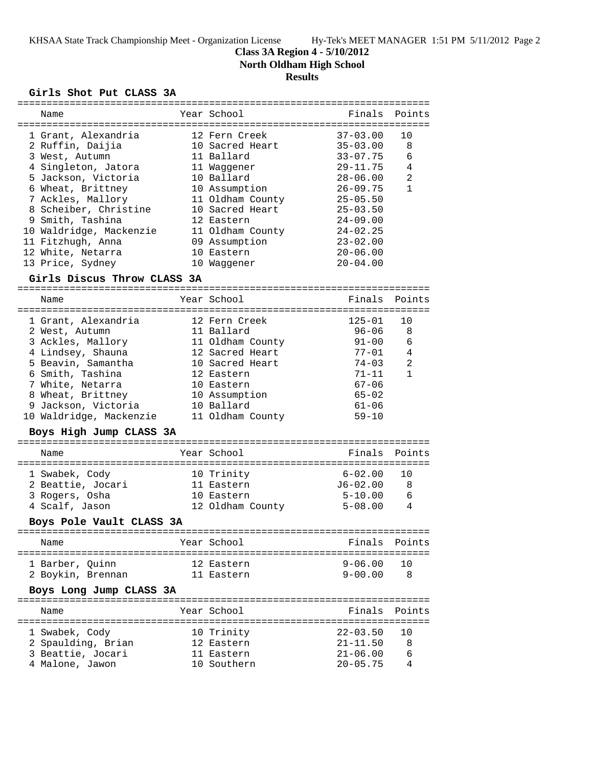# Class 3A Region 4 - 5/10/2012

## North Oldham High School

### Results

**Girls Shot Put CLASS 3A**

| | Name | Year | School | Finals | Points |
|---|---|---|---|---|---|
| 1 | Grant, Alexandria | 12 | Fern Creek | 37-03.00 | 10 |
| 2 | Ruffin, Daijia | 10 | Sacred Heart | 35-03.00 | 8 |
| 3 | West, Autumn | 11 | Ballard | 33-07.75 | 6 |
| 4 | Singleton, Jatora | 11 | Waggener | 29-11.75 | 4 |
| 5 | Jackson, Victoria | 10 | Ballard | 28-06.00 | 2 |
| 6 | Wheat, Brittney | 10 | Assumption | 26-09.75 | 1 |
| 7 | Ackles, Mallory | 11 | Oldham County | 25-05.50 | |
| 8 | Scheiber, Christine | 10 | Sacred Heart | 25-03.50 | |
| 9 | Smith, Tashina | 12 | Eastern | 24-09.00 | |
| 10 | Waldridge, Mackenzie | 11 | Oldham County | 24-02.25 | |
| 11 | Fitzhugh, Anna | 09 | Assumption | 23-02.00 | |
| 12 | White, Netarra | 10 | Eastern | 20-06.00 | |
| 13 | Price, Sydney | 10 | Waggener | 20-04.00 | |

**Girls Discus Throw CLASS 3A**

| | Name | Year | School | Finals | Points |
|---|---|---|---|---|---|
| 1 | Grant, Alexandria | 12 | Fern Creek | 125-01 | 10 |
| 2 | West, Autumn | 11 | Ballard | 96-06 | 8 |
| 3 | Ackles, Mallory | 11 | Oldham County | 91-00 | 6 |
| 4 | Lindsey, Shauna | 12 | Sacred Heart | 77-01 | 4 |
| 5 | Beavin, Samantha | 10 | Sacred Heart | 74-03 | 2 |
| 6 | Smith, Tashina | 12 | Eastern | 71-11 | 1 |
| 7 | White, Netarra | 10 | Eastern | 67-06 | |
| 8 | Wheat, Brittney | 10 | Assumption | 65-02 | |
| 9 | Jackson, Victoria | 10 | Ballard | 61-06 | |
| 10 | Waldridge, Mackenzie | 11 | Oldham County | 59-10 | |

**Boys High Jump CLASS 3A**

| | Name | Year | School | Finals | Points |
|---|---|---|---|---|---|
| 1 | Swabek, Cody | 10 | Trinity | 6-02.00 | 10 |
| 2 | Beattie, Jocari | 11 | Eastern | J6-02.00 | 8 |
| 3 | Rogers, Osha | 10 | Eastern | 5-10.00 | 6 |
| 4 | Scalf, Jason | 12 | Oldham County | 5-08.00 | 4 |

**Boys Pole Vault CLASS 3A**

| | Name | Year | School | Finals | Points |
|---|---|---|---|---|---|
| 1 | Barber, Quinn | 12 | Eastern | 9-06.00 | 10 |
| 2 | Boykin, Brennan | 11 | Eastern | 9-00.00 | 8 |

**Boys Long Jump CLASS 3A**

| | Name | Year | School | Finals | Points |
|---|---|---|---|---|---|
| 1 | Swabek, Cody | 10 | Trinity | 22-03.50 | 10 |
| 2 | Spaulding, Brian | 12 | Eastern | 21-11.50 | 8 |
| 3 | Beattie, Jocari | 11 | Eastern | 21-06.00 | 6 |
| 4 | Malone, Jawon | 10 | Southern | 20-05.75 | 4 |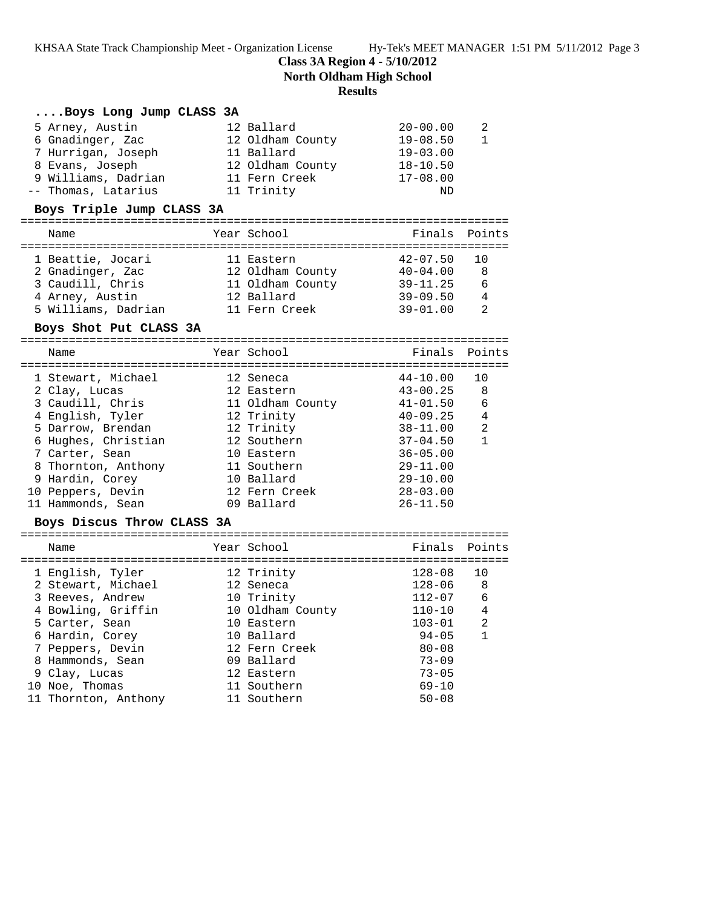**Class 3A Region 4 - 5/10/2012**

**North Oldham High School**

**Results**

### ....Boys Long Jump CLASS 3A

| Place | Name | Year | School | Finals | Points |
|---|---|---|---|---|---|
| 5 | Arney, Austin | 12 | Ballard | 20-00.00 | 2 |
| 6 | Gnadinger, Zac | 12 | Oldham County | 19-08.50 | 1 |
| 7 | Hurrigan, Joseph | 11 | Ballard | 19-03.00 | |
| 8 | Evans, Joseph | 12 | Oldham County | 18-10.50 | |
| 9 | Williams, Dadrian | 11 | Fern Creek | 17-08.00 | |
| -- | Thomas, Latarius | 11 | Trinity | ND | |

### Boys Triple Jump CLASS 3A

| Place | Name | Year | School | Finals | Points |
|---|---|---|---|---|---|
| 1 | Beattie, Jocari | 11 | Eastern | 42-07.50 | 10 |
| 2 | Gnadinger, Zac | 12 | Oldham County | 40-04.00 | 8 |
| 3 | Caudill, Chris | 11 | Oldham County | 39-11.25 | 6 |
| 4 | Arney, Austin | 12 | Ballard | 39-09.50 | 4 |
| 5 | Williams, Dadrian | 11 | Fern Creek | 39-01.00 | 2 |

### Boys Shot Put CLASS 3A

| Place | Name | Year | School | Finals | Points |
|---|---|---|---|---|---|
| 1 | Stewart, Michael | 12 | Seneca | 44-10.00 | 10 |
| 2 | Clay, Lucas | 12 | Eastern | 43-00.25 | 8 |
| 3 | Caudill, Chris | 11 | Oldham County | 41-01.50 | 6 |
| 4 | English, Tyler | 12 | Trinity | 40-09.25 | 4 |
| 5 | Darrow, Brendan | 12 | Trinity | 38-11.00 | 2 |
| 6 | Hughes, Christian | 12 | Southern | 37-04.50 | 1 |
| 7 | Carter, Sean | 10 | Eastern | 36-05.00 | |
| 8 | Thornton, Anthony | 11 | Southern | 29-11.00 | |
| 9 | Hardin, Corey | 10 | Ballard | 29-10.00 | |
| 10 | Peppers, Devin | 12 | Fern Creek | 28-03.00 | |
| 11 | Hammonds, Sean | 09 | Ballard | 26-11.50 | |

### Boys Discus Throw CLASS 3A

| Place | Name | Year | School | Finals | Points |
|---|---|---|---|---|---|
| 1 | English, Tyler | 12 | Trinity | 128-08 | 10 |
| 2 | Stewart, Michael | 12 | Seneca | 128-06 | 8 |
| 3 | Reeves, Andrew | 10 | Trinity | 112-07 | 6 |
| 4 | Bowling, Griffin | 10 | Oldham County | 110-10 | 4 |
| 5 | Carter, Sean | 10 | Eastern | 103-01 | 2 |
| 6 | Hardin, Corey | 10 | Ballard | 94-05 | 1 |
| 7 | Peppers, Devin | 12 | Fern Creek | 80-08 | |
| 8 | Hammonds, Sean | 09 | Ballard | 73-09 | |
| 9 | Clay, Lucas | 12 | Eastern | 73-05 | |
| 10 | Noe, Thomas | 11 | Southern | 69-10 | |
| 11 | Thornton, Anthony | 11 | Southern | 50-08 | |